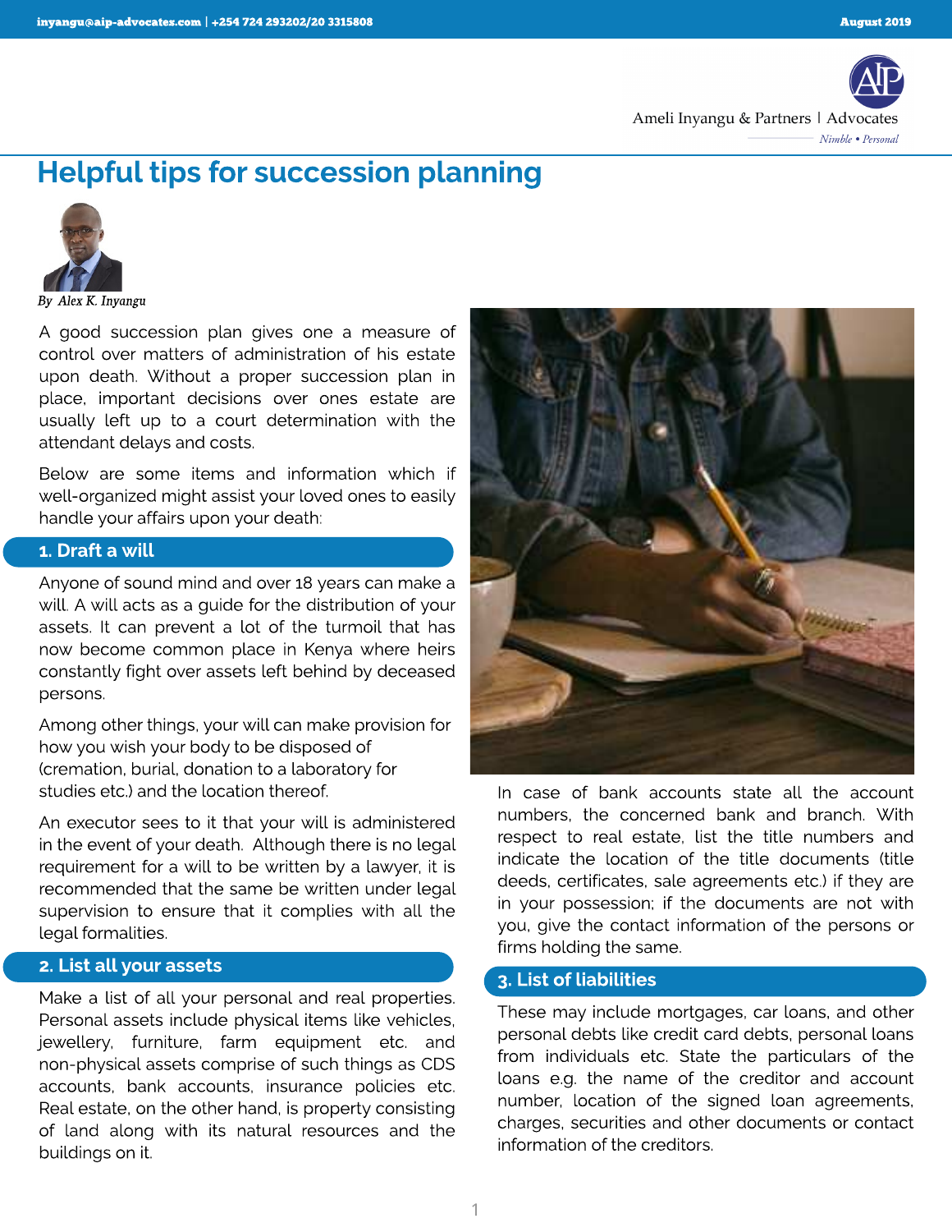# Helpful tips for succession planning

*By Alex K. Inyangu*

A good succession plan gives one a measure of control over matters of administration of his estate upon death. Without a proper succession plan in place, important decisions over ones estate are usually left up to a court determination with the attendant delays and costs.

Below are some items and information which if well-organized might assist your loved ones to easily handle your affairs upon your death:

## 1. Draft a will

Anyone of sound mind and over 18 years can make a will. A will acts as a guide for the distribution of your assets. It can prevent a lot of the turmoil that has now become common place in Kenya where heirs constantly fight over assets left behind by deceased persons.

Among other things, your will can make provision for how you wish your body to be disposed of (cremation, burial, donation to a laboratory for studies etc.) and the location thereof.

An executor sees to it that your will is administered in the event of your death. Although there is no legal requirement for a will to be written by a lawyer, it is recommended that the same be written under legal supervision to ensure that it complies with all the legal formalities.

## 2. List all your assets

Make a list of all your personal and real properties. Personal assets include physical items like vehicles, jewellery, furniture, farm equipment etc. and non-physical assets comprise of such things as CDS accounts, bank accounts, insurance policies etc. Real estate, on the other hand, is property consisting of land along with its natural resources and the buildings on it.

In case of bank accounts state all the account numbers, the concerned bank and branch. With respect to real estate, list the title numbers and indicate the location of the title documents (title deeds, certificates, sale agreements etc.) if they are in your possession; if the documents are not with you, give the contact information of the persons or firms holding the same.

## 3. List of liabilities

These may include mortgages, car loans, and other personal debts like credit card debts, personal loans from individuals etc. State the particulars of the loans e.g. the name of the creditor and account number, location of the signed loan agreements, charges, securities and other documents or contact information of the creditors.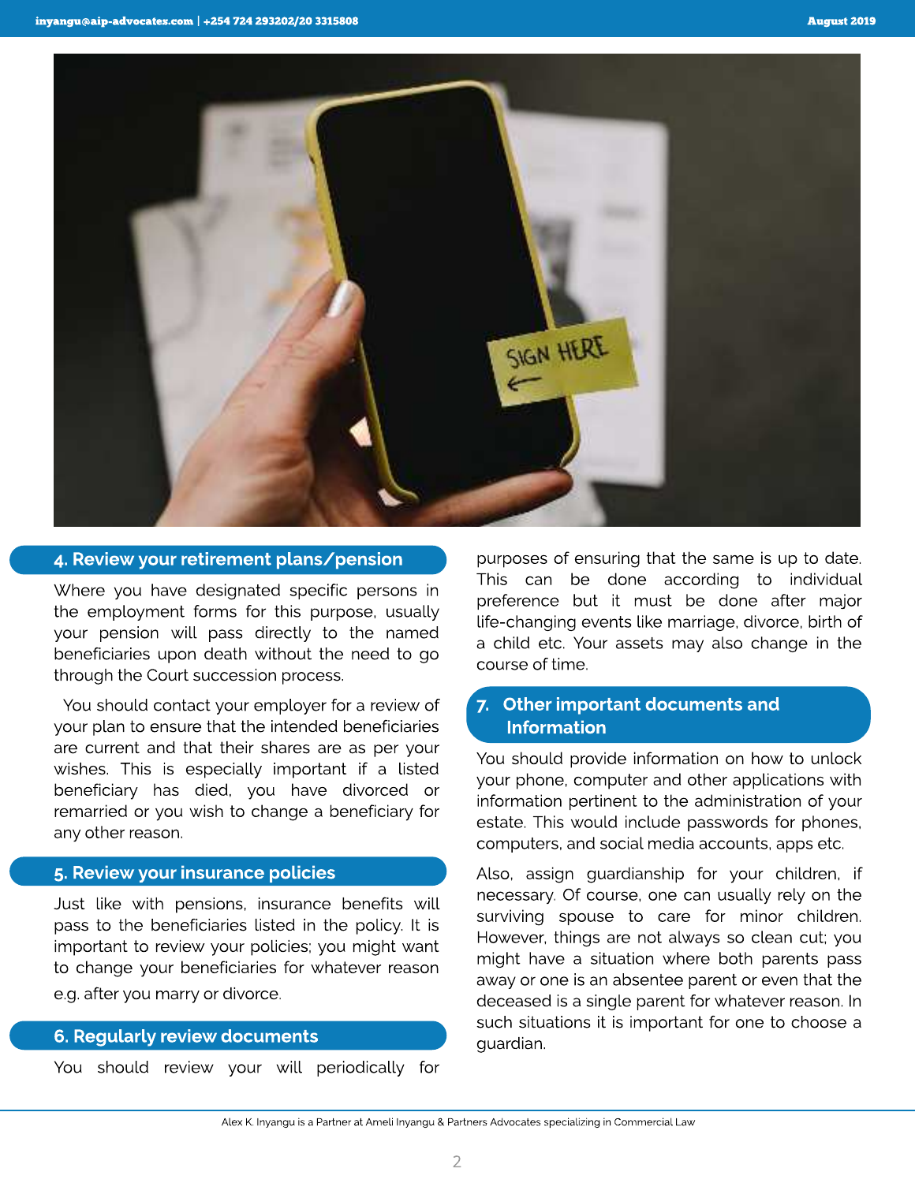## 4. Review your retirement plans/pension

Where you have designated specific persons in the employment forms for this purpose, usually your pension will pass directly to the named beneficiaries upon death without the need to go through the Court succession process.

You should contact your employer for a review of your plan to ensure that the intended beneficiaries are current and that their shares are as per your wishes. This is especially important if a listed beneficiary has died, you have divorced or remarried or you wish to change a beneficiary for any other reason.

## 5. Review your insurance policies

Just like with pensions, insurance benefits will pass to the beneficiaries listed in the policy. It is important to review your policies; you might want to change your beneficiaries for whatever reason e.g. after you marry or divorce.

## 6. Regularly review documents

You should review your will periodically for purposes of ensuring that the same is up to date. This can be done according to individual preference but it must be done after major life-changing events like marriage, divorce, birth of a child etc. Your assets may also change in the course of time.

## 7. Other important documents and Information

You should provide information on how to unlock your phone, computer and other applications with information pertinent to the administration of your estate. This would include passwords for phones, computers, and social media accounts, apps etc.

Also, assign guardianship for your children, if necessary. Of course, one can usually rely on the surviving spouse to care for minor children. However, things are not always so clean cut; you might have a situation where both parents pass away or one is an absentee parent or even that the deceased is a single parent for whatever reason. In such situations it is important for one to choose a guardian.

Alex K. Inyangu is a Partner at Ameli Inyangu & Partners Advocates specializing in Commercial Law